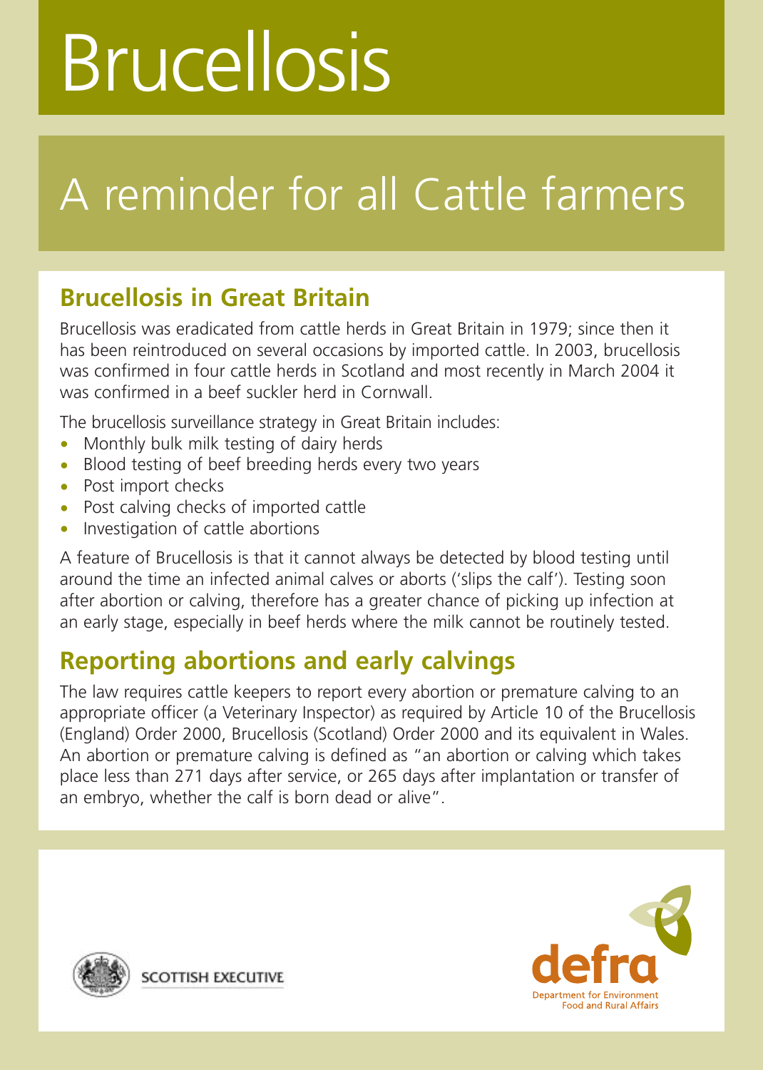# Brucellosis

## A reminder for all Cattle farmers

### Brucellosis in Great Britain

Brucellosis was eradicated from cattle herds in Great Britain in 1979; since then it has been reintroduced on several occasions by imported cattle. In 2003, brucellosis was confirmed in four cattle herds in Scotland and most recently in March 2004 it was confirmed in a beef suckler herd in Cornwall.

The brucellosis surveillance strategy in Great Britain includes:

- Monthly bulk milk testing of dairy herds
- Blood testing of beef breeding herds every two years
- Post import checks
- Post calving checks of imported cattle
- Investigation of cattle abortions

A feature of Brucellosis is that it cannot always be detected by blood testing until around the time an infected animal calves or aborts ('slips the calf'). Testing soon after abortion or calving, therefore has a greater chance of picking up infection at an early stage, especially in beef herds where the milk cannot be routinely tested.

### Reporting abortions and early calvings

The law requires cattle keepers to report every abortion or premature calving to an appropriate officer (a Veterinary Inspector) as required by Article 10 of the Brucellosis (England) Order 2000, Brucellosis (Scotland) Order 2000 and its equivalent in Wales. An abortion or premature calving is defined as "an abortion or calving which takes place less than 271 days after service, or 265 days after implantation or transfer of an embryo, whether the calf is born dead or alive".

SCOTTISH EXECUTIVE

defra
Department for Environment Food and Rural Affairs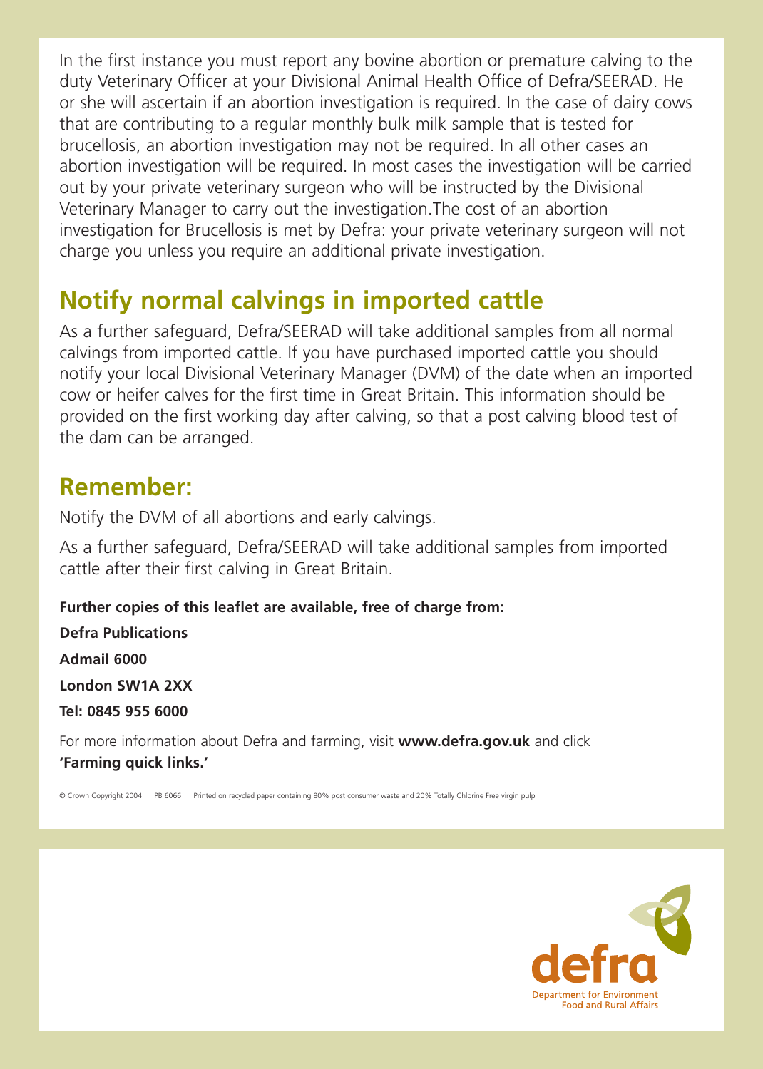In the first instance you must report any bovine abortion or premature calving to the duty Veterinary Officer at your Divisional Animal Health Office of Defra/SEERAD. He or she will ascertain if an abortion investigation is required. In the case of dairy cows that are contributing to a regular monthly bulk milk sample that is tested for brucellosis, an abortion investigation may not be required. In all other cases an abortion investigation will be required. In most cases the investigation will be carried out by your private veterinary surgeon who will be instructed by the Divisional Veterinary Manager to carry out the investigation.The cost of an abortion investigation for Brucellosis is met by Defra: your private veterinary surgeon will not charge you unless you require an additional private investigation.

## Notify normal calvings in imported cattle

As a further safeguard, Defra/SEERAD will take additional samples from all normal calvings from imported cattle. If you have purchased imported cattle you should notify your local Divisional Veterinary Manager (DVM) of the date when an imported cow or heifer calves for the first time in Great Britain. This information should be provided on the first working day after calving, so that a post calving blood test of the dam can be arranged.

## Remember:

Notify the DVM of all abortions and early calvings.

As a further safeguard, Defra/SEERAD will take additional samples from imported cattle after their first calving in Great Britain.

**Further copies of this leaflet are available, free of charge from:**

**Defra Publications**

**Admail 6000**

**London SW1A 2XX**

**Tel: 0845 955 6000**

For more information about Defra and farming, visit **www.defra.gov.uk** and click **'Farming quick links.'**

© Crown Copyright 2004 PB 6066 Printed on recycled paper containing 80% post consumer waste and 20% Totally Chlorine Free virgin pulp

defra
Department for Environment Food and Rural Affairs